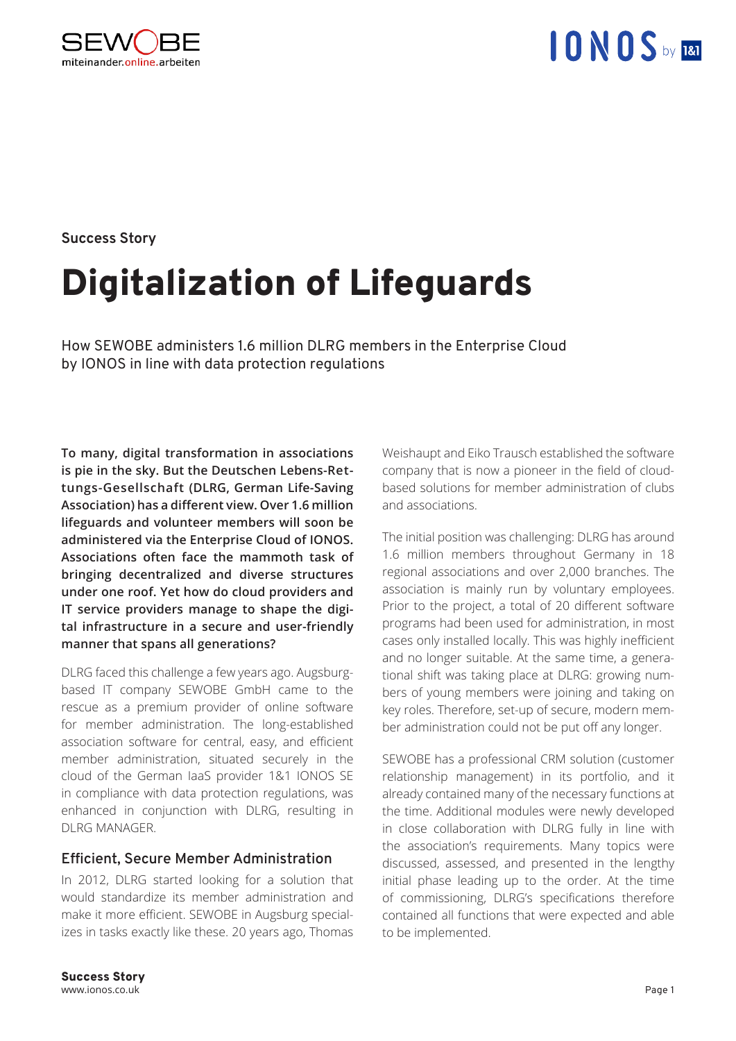Success Story

# Digitalization of Lifeguards

How SEWOBE administers 1.6 million DLRG members in the Enterprise Cloud by IONOS in line with data protection regulations

**To many, digital transformation in associations is pie in the sky. But the Deutschen Lebens-Rettungs-Gesellschaft (DLRG, German Life-Saving Association) has a different view. Over 1.6 million lifeguards and volunteer members will soon be administered via the Enterprise Cloud of IONOS. Associations often face the mammoth task of bringing decentralized and diverse structures under one roof. Yet how do cloud providers and IT service providers manage to shape the digital infrastructure in a secure and user-friendly manner that spans all generations?**

DLRG faced this challenge a few years ago. Augsburg-based IT company SEWOBE GmbH came to the rescue as a premium provider of online software for member administration. The long-established association software for central, easy, and efficient member administration, situated securely in the cloud of the German IaaS provider 1&1 IONOS SE in compliance with data protection regulations, was enhanced in conjunction with DLRG, resulting in DLRG MANAGER.

## Efficient, Secure Member Administration

In 2012, DLRG started looking for a solution that would standardize its member administration and make it more efficient. SEWOBE in Augsburg specializes in tasks exactly like these. 20 years ago, Thomas Weishaupt and Eiko Trausch established the software company that is now a pioneer in the field of cloud-based solutions for member administration of clubs and associations.

The initial position was challenging: DLRG has around 1.6 million members throughout Germany in 18 regional associations and over 2,000 branches. The association is mainly run by voluntary employees. Prior to the project, a total of 20 different software programs had been used for administration, in most cases only installed locally. This was highly inefficient and no longer suitable. At the same time, a generational shift was taking place at DLRG: growing numbers of young members were joining and taking on key roles. Therefore, set-up of secure, modern member administration could not be put off any longer.

SEWOBE has a professional CRM solution (customer relationship management) in its portfolio, and it already contained many of the necessary functions at the time. Additional modules were newly developed in close collaboration with DLRG fully in line with the association's requirements. Many topics were discussed, assessed, and presented in the lengthy initial phase leading up to the order. At the time of commissioning, DLRG's specifications therefore contained all functions that were expected and able to be implemented.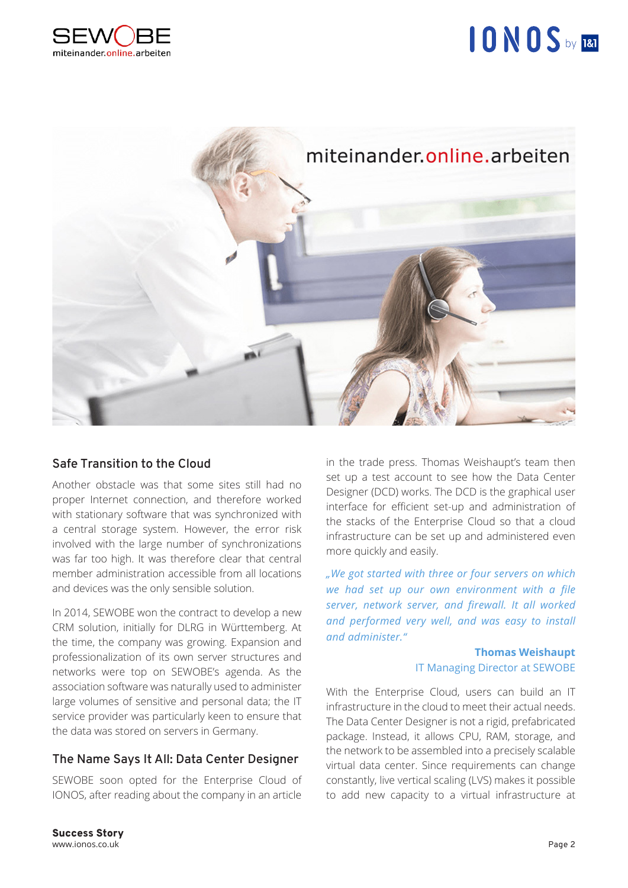## Safe Transition to the Cloud

Another obstacle was that some sites still had no proper Internet connection, and therefore worked with stationary software that was synchronized with a central storage system. However, the error risk involved with the large number of synchronizations was far too high. It was therefore clear that central member administration accessible from all locations and devices was the only sensible solution.

In 2014, SEWOBE won the contract to develop a new CRM solution, initially for DLRG in Württemberg. At the time, the company was growing. Expansion and professionalization of its own server structures and networks were top on SEWOBE's agenda. As the association software was naturally used to administer large volumes of sensitive and personal data; the IT service provider was particularly keen to ensure that the data was stored on servers in Germany.

## The Name Says It All: Data Center Designer

SEWOBE soon opted for the Enterprise Cloud of IONOS, after reading about the company in an article in the trade press. Thomas Weishaupt's team then set up a test account to see how the Data Center Designer (DCD) works. The DCD is the graphical user interface for efficient set-up and administration of the stacks of the Enterprise Cloud so that a cloud infrastructure can be set up and administered even more quickly and easily.

*„We got started with three or four servers on which we had set up our own environment with a file server, network server, and firewall. It all worked and performed very well, and was easy to install and administer."*

**Thomas Weishaupt**
IT Managing Director at SEWOBE

With the Enterprise Cloud, users can build an IT infrastructure in the cloud to meet their actual needs. The Data Center Designer is not a rigid, prefabricated package. Instead, it allows CPU, RAM, storage, and the network to be assembled into a precisely scalable virtual data center. Since requirements can change constantly, live vertical scaling (LVS) makes it possible to add new capacity to a virtual infrastructure at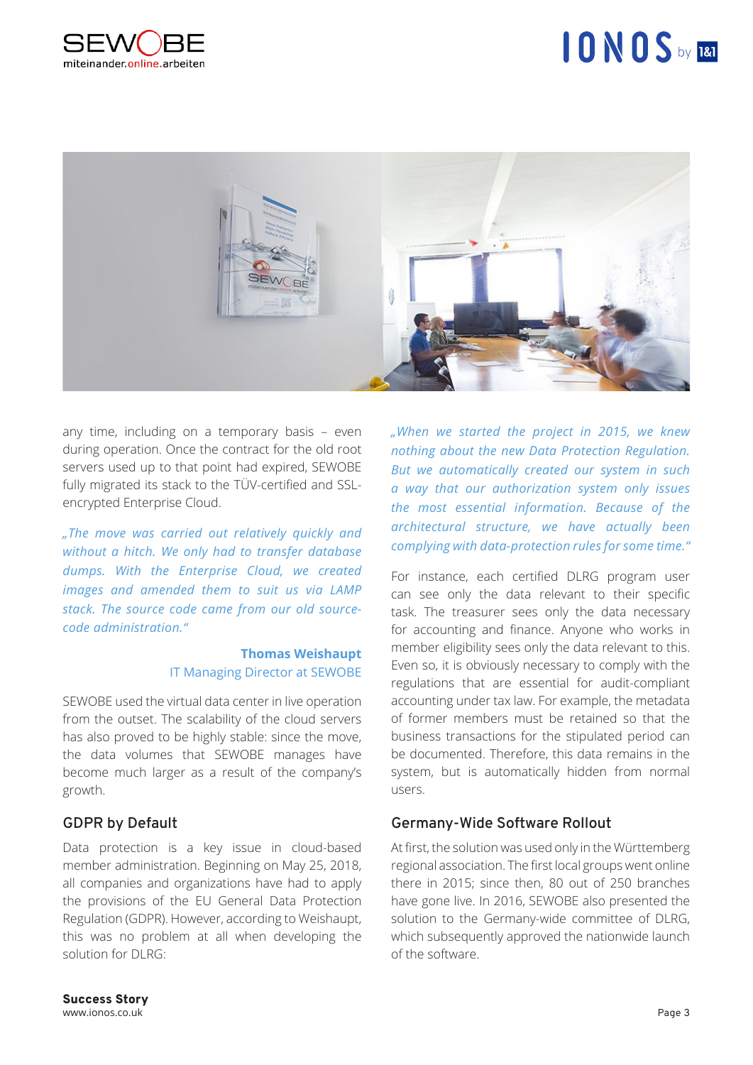any time, including on a temporary basis – even during operation. Once the contract for the old root servers used up to that point had expired, SEWOBE fully migrated its stack to the TÜV-certified and SSL-encrypted Enterprise Cloud.

*„The move was carried out relatively quickly and without a hitch. We only had to transfer database dumps. With the Enterprise Cloud, we created images and amended them to suit us via LAMP stack. The source code came from our old source-code administration."*

**Thomas Weishaupt**
IT Managing Director at SEWOBE

SEWOBE used the virtual data center in live operation from the outset. The scalability of the cloud servers has also proved to be highly stable: since the move, the data volumes that SEWOBE manages have become much larger as a result of the company's growth.

## GDPR by Default

Data protection is a key issue in cloud-based member administration. Beginning on May 25, 2018, all companies and organizations have had to apply the provisions of the EU General Data Protection Regulation (GDPR). However, according to Weishaupt, this was no problem at all when developing the solution for DLRG:

*„When we started the project in 2015, we knew nothing about the new Data Protection Regulation. But we automatically created our system in such a way that our authorization system only issues the most essential information. Because of the architectural structure, we have actually been complying with data-protection rules for some time."*

For instance, each certified DLRG program user can see only the data relevant to their specific task. The treasurer sees only the data necessary for accounting and finance. Anyone who works in member eligibility sees only the data relevant to this. Even so, it is obviously necessary to comply with the regulations that are essential for audit-compliant accounting under tax law. For example, the metadata of former members must be retained so that the business transactions for the stipulated period can be documented. Therefore, this data remains in the system, but is automatically hidden from normal users.

## Germany-Wide Software Rollout

At first, the solution was used only in the Württemberg regional association. The first local groups went online there in 2015; since then, 80 out of 250 branches have gone live. In 2016, SEWOBE also presented the solution to the Germany-wide committee of DLRG, which subsequently approved the nationwide launch of the software.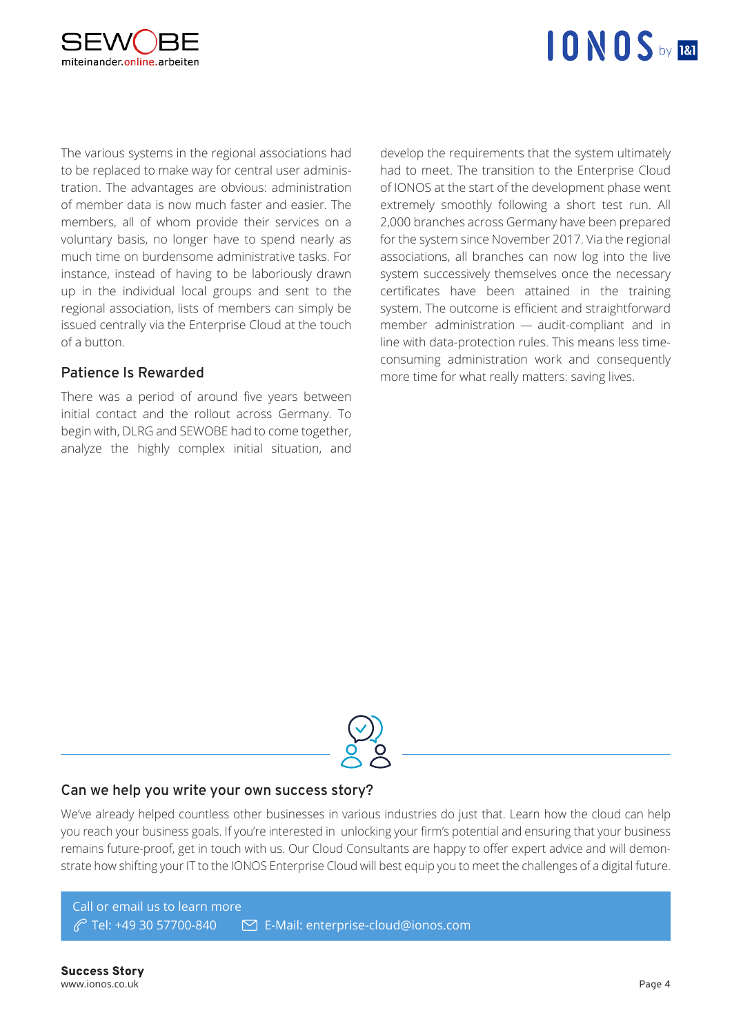The various systems in the regional associations had to be replaced to make way for central user administration. The advantages are obvious: administration of member data is now much faster and easier. The members, all of whom provide their services on a voluntary basis, no longer have to spend nearly as much time on burdensome administrative tasks. For instance, instead of having to be laboriously drawn up in the individual local groups and sent to the regional association, lists of members can simply be issued centrally via the Enterprise Cloud at the touch of a button.

## Patience Is Rewarded

There was a period of around five years between initial contact and the rollout across Germany. To begin with, DLRG and SEWOBE had to come together, analyze the highly complex initial situation, and develop the requirements that the system ultimately had to meet. The transition to the Enterprise Cloud of IONOS at the start of the development phase went extremely smoothly following a short test run. All 2,000 branches across Germany have been prepared for the system since November 2017. Via the regional associations, all branches can now log into the live system successively themselves once the necessary certificates have been attained in the training system. The outcome is efficient and straightforward member administration — audit-compliant and in line with data-protection rules. This means less time-consuming administration work and consequently more time for what really matters: saving lives.

## Can we help you write your own success story?

We've already helped countless other businesses in various industries do just that. Learn how the cloud can help you reach your business goals. If you're interested in unlocking your firm's potential and ensuring that your business remains future-proof, get in touch with us. Our Cloud Consultants are happy to offer expert advice and will demonstrate how shifting your IT to the IONOS Enterprise Cloud will best equip you to meet the challenges of a digital future.

Call or email us to learn more
Tel: +49 30 57700-840 E-Mail: enterprise-cloud@ionos.com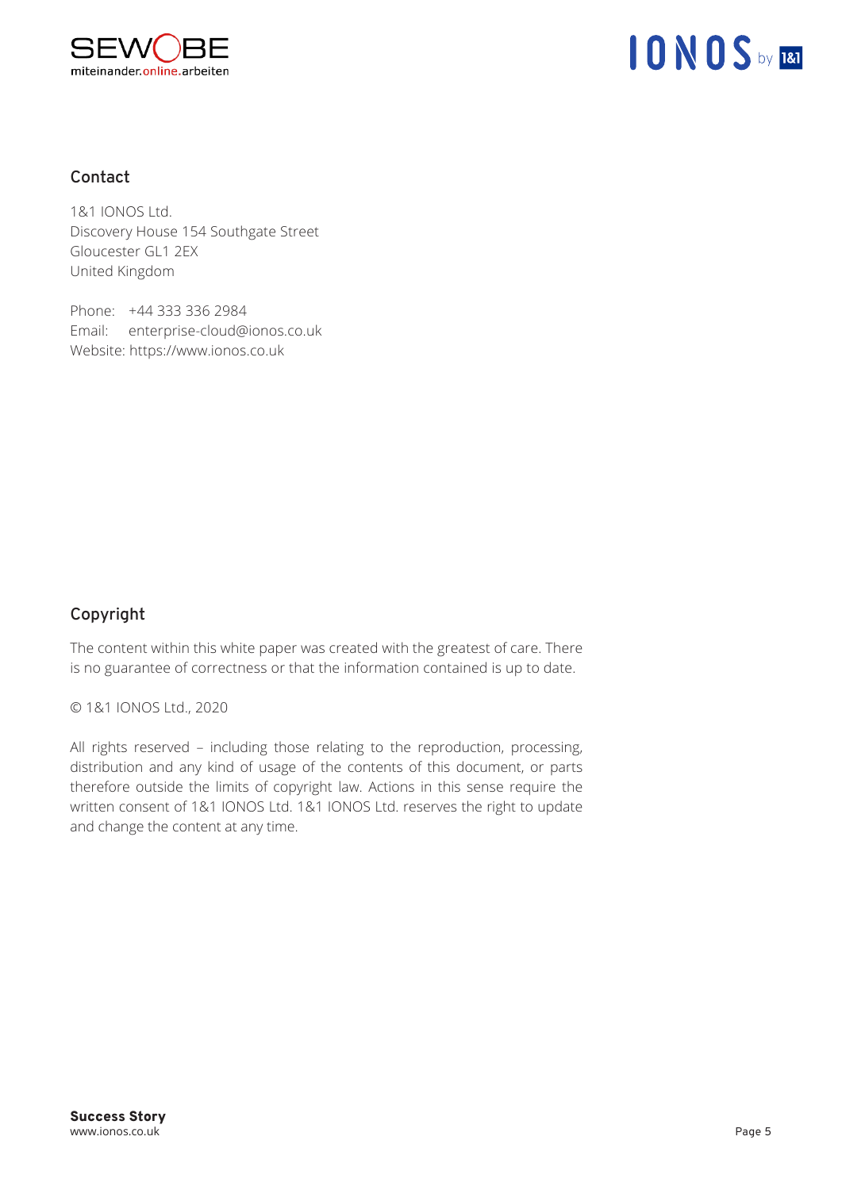## Contact

1&1 IONOS Ltd.
Discovery House 154 Southgate Street
Gloucester GL1 2EX
United Kingdom

Phone: +44 333 336 2984
Email: enterprise-cloud@ionos.co.uk
Website: https://www.ionos.co.uk

## Copyright

The content within this white paper was created with the greatest of care. There is no guarantee of correctness or that the information contained is up to date.

© 1&1 IONOS Ltd., 2020

All rights reserved – including those relating to the reproduction, processing, distribution and any kind of usage of the contents of this document, or parts therefore outside the limits of copyright law. Actions in this sense require the written consent of 1&1 IONOS Ltd. 1&1 IONOS Ltd. reserves the right to update and change the content at any time.